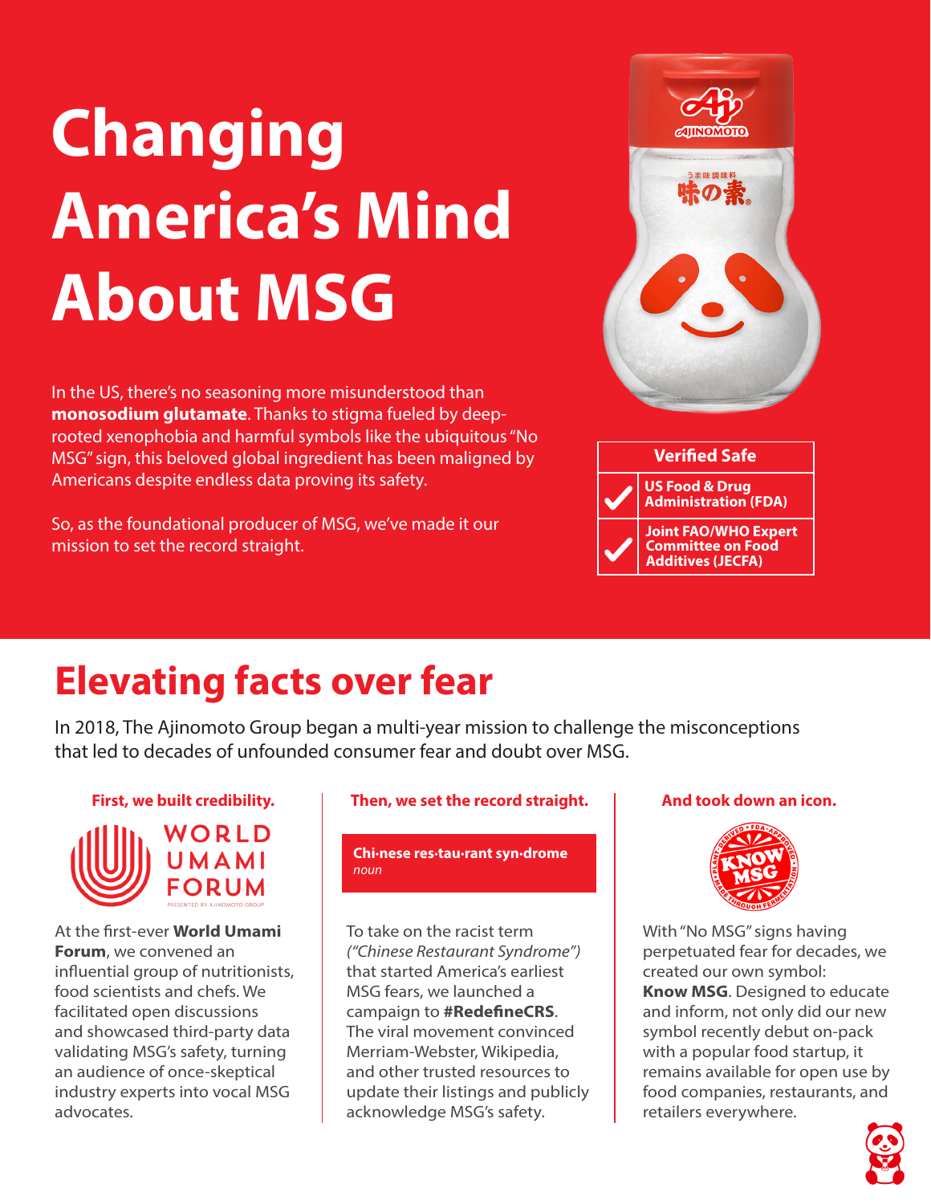# Changing America's Mind About MSG

In the US, there's no seasoning more misunderstood than **monosodium glutamate**. Thanks to stigma fueled by deep-rooted xenophobia and harmful symbols like the ubiquitous "No MSG" sign, this beloved global ingredient has been maligned by Americans despite endless data proving its safety.

So, as the foundational producer of MSG, we've made it our mission to set the record straight.

| Verified Safe | |
|---|---|
| ✓ | US Food & Drug Administration (FDA) |
| ✓ | Joint FAO/WHO Expert Committee on Food Additives (JECFA) |

## Elevating facts over fear

In 2018, The Ajinomoto Group began a multi-year mission to challenge the misconceptions that led to decades of unfounded consumer fear and doubt over MSG.

### First, we built credibility.

WORLD UMAMI FORUM
PRESENTED BY AJINOMOTO GROUP

At the first-ever **World Umami Forum**, we convened an influential group of nutritionists, food scientists and chefs. We facilitated open discussions and showcased third-party data validating MSG's safety, turning an audience of once-skeptical industry experts into vocal MSG advocates.

### Then, we set the record straight.

**Chi·nese res·tau·rant syn·drome**
*noun*

To take on the racist term *("Chinese Restaurant Syndrome")* that started America's earliest MSG fears, we launched a campaign to **#RedefineCRS**. The viral movement convinced Merriam-Webster, Wikipedia, and other trusted resources to update their listings and publicly acknowledge MSG's safety.

### And took down an icon.

KNOW MSG — PLANT-DERIVED • FDA-APPROVED • MADE THROUGH FERMENTATION

With "No MSG" signs having perpetuated fear for decades, we created our own symbol: **Know MSG**. Designed to educate and inform, not only did our new symbol recently debut on-pack with a popular food startup, it remains available for open use by food companies, restaurants, and retailers everywhere.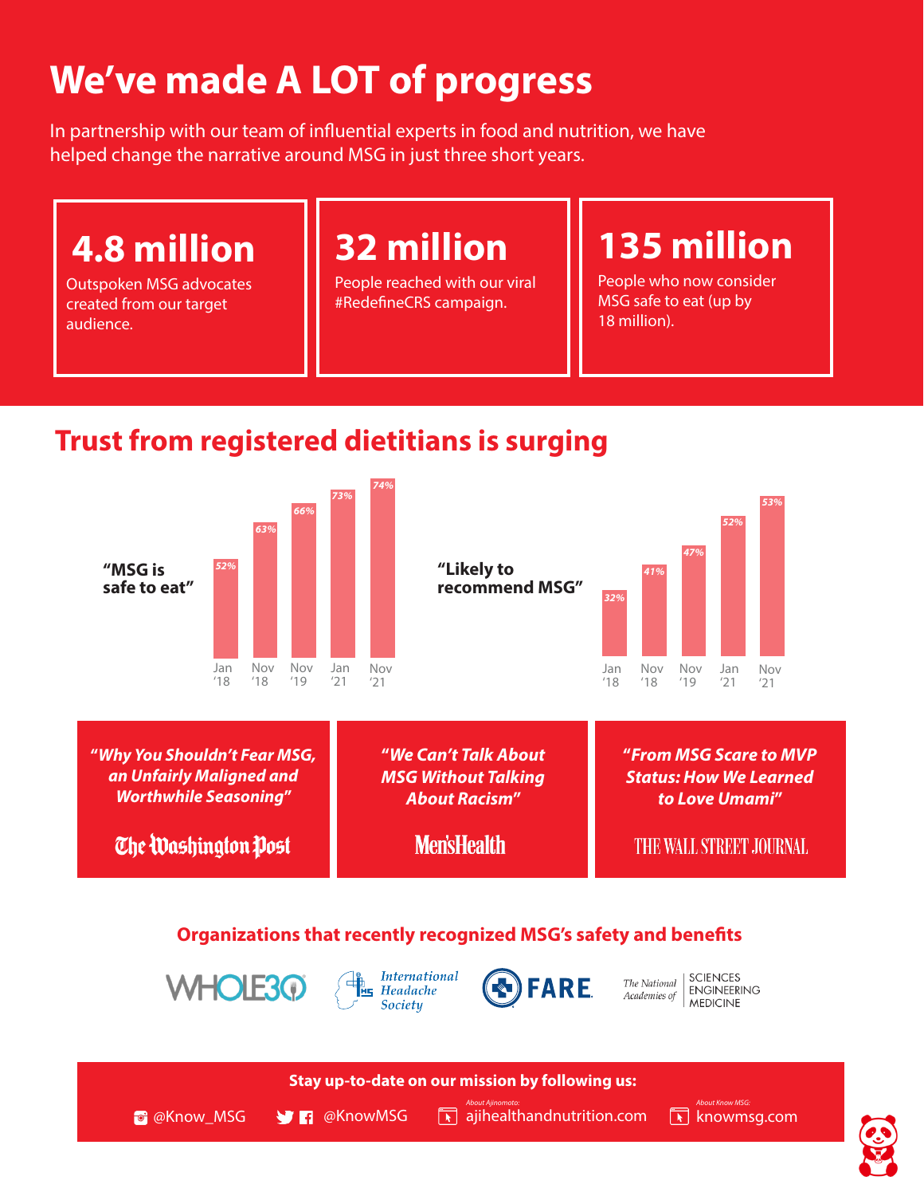# We've made A LOT of progress

In partnership with our team of influential experts in food and nutrition, we have helped change the narrative around MSG in just three short years.

**4.8 million**
Outspoken MSG advocates created from our target audience.

**32 million**
People reached with our viral #RedefineCRS campaign.

**135 million**
People who now consider MSG safe to eat (up by 18 million).

## Trust from registered dietitians is surging

"MSG is safe to eat"

52% Jan '18
63% Nov '18
66% Nov '19
73% Jan '21
74% Nov '21

"Likely to recommend MSG"

32% Jan '18
41% Nov '18
47% Nov '19
52% Jan '21
53% Nov '21

*"Why You Shouldn't Fear MSG, an Unfairly Maligned and Worthwhile Seasoning"* — The Washington Post

*"We Can't Talk About MSG Without Talking About Racism"* — Men'sHealth

*"From MSG Scare to MVP Status: How We Learned to Love Umami"* — THE WALL STREET JOURNAL

### Organizations that recently recognized MSG's safety and benefits

WHOLE30 | International Headache Society | FARE | The National Academies of SCIENCES ENGINEERING MEDICINE

**Stay up-to-date on our mission by following us:**

@Know_MSG | @KnowMSG | About Ajinomoto: ajihealthandnutrition.com | About Know MSG: knowmsg.com